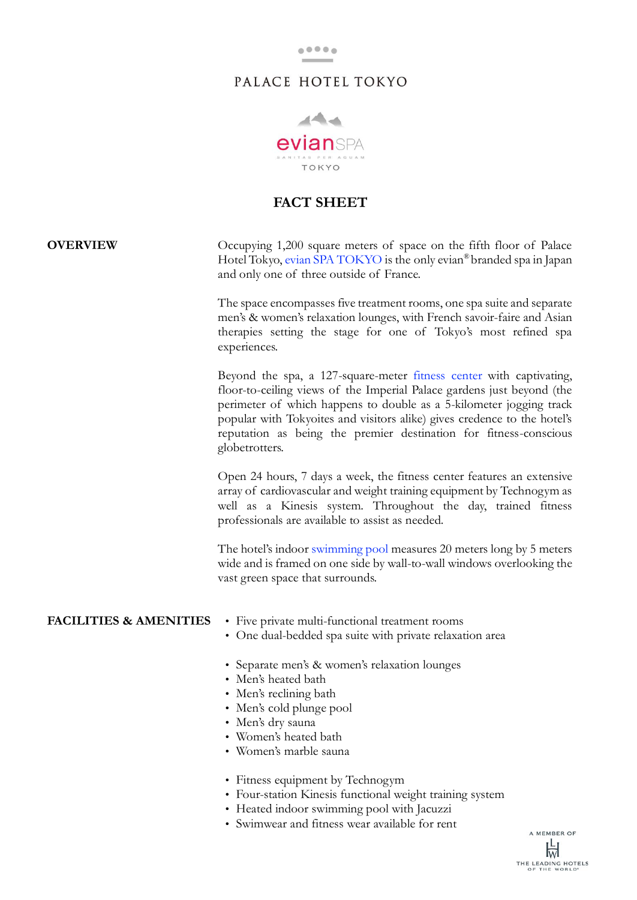PALACE HOTEL TOKYO

eviansPA
SANITAS PER AQUAM
TOKYO

# FACT SHEET

## OVERVIEW

Occupying 1,200 square meters of space on the fifth floor of Palace Hotel Tokyo, evian SPA TOKYO is the only evian® branded spa in Japan and only one of three outside of France.

The space encompasses five treatment rooms, one spa suite and separate men's & women's relaxation lounges, with French savoir-faire and Asian therapies setting the stage for one of Tokyo's most refined spa experiences.

Beyond the spa, a 127-square-meter fitness center with captivating, floor-to-ceiling views of the Imperial Palace gardens just beyond (the perimeter of which happens to double as a 5-kilometer jogging track popular with Tokyoites and visitors alike) gives credence to the hotel's reputation as being the premier destination for fitness-conscious globetrotters.

Open 24 hours, 7 days a week, the fitness center features an extensive array of cardiovascular and weight training equipment by Technogym as well as a Kinesis system. Throughout the day, trained fitness professionals are available to assist as needed.

The hotel's indoor swimming pool measures 20 meters long by 5 meters wide and is framed on one side by wall-to-wall windows overlooking the vast green space that surrounds.

## FACILITIES & AMENITIES

- Five private multi-functional treatment rooms
- One dual-bedded spa suite with private relaxation area

- Separate men's & women's relaxation lounges
- Men's heated bath
- Men's reclining bath
- Men's cold plunge pool
- Men's dry sauna
- Women's heated bath
- Women's marble sauna

- Fitness equipment by Technogym
- Four-station Kinesis functional weight training system
- Heated indoor swimming pool with Jacuzzi
- Swimwear and fitness wear available for rent

A MEMBER OF THE LEADING HOTELS OF THE WORLD®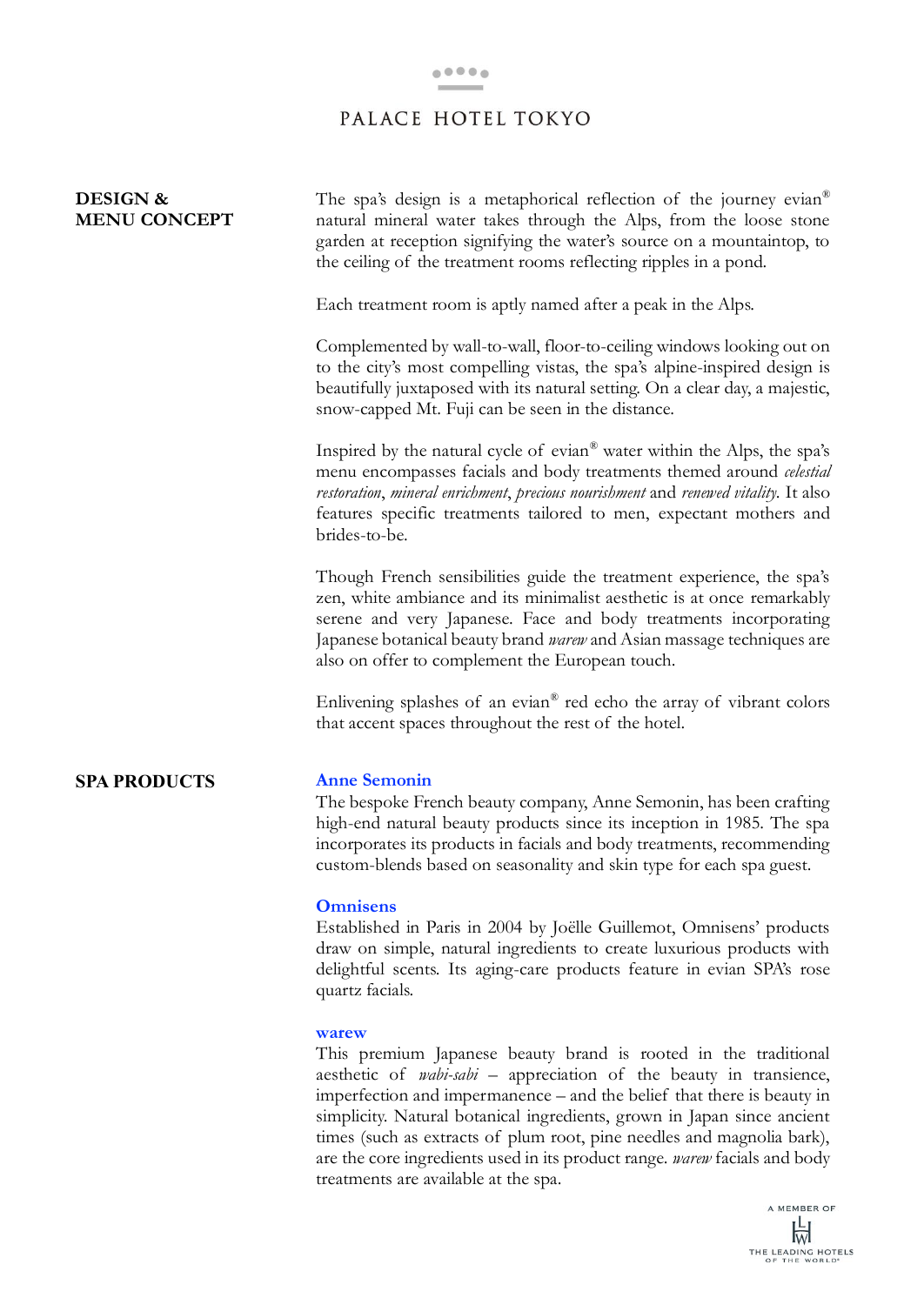## DESIGN & MENU CONCEPT

The spa's design is a metaphorical reflection of the journey evian® natural mineral water takes through the Alps, from the loose stone garden at reception signifying the water's source on a mountaintop, to the ceiling of the treatment rooms reflecting ripples in a pond.

Each treatment room is aptly named after a peak in the Alps.

Complemented by wall-to-wall, floor-to-ceiling windows looking out on to the city's most compelling vistas, the spa's alpine-inspired design is beautifully juxtaposed with its natural setting. On a clear day, a majestic, snow-capped Mt. Fuji can be seen in the distance.

Inspired by the natural cycle of evian® water within the Alps, the spa's menu encompasses facials and body treatments themed around *celestial restoration*, *mineral enrichment*, *precious nourishment* and *renewed vitality*. It also features specific treatments tailored to men, expectant mothers and brides-to-be.

Though French sensibilities guide the treatment experience, the spa's zen, white ambiance and its minimalist aesthetic is at once remarkably serene and very Japanese. Face and body treatments incorporating Japanese botanical beauty brand *warew* and Asian massage techniques are also on offer to complement the European touch.

Enlivening splashes of an evian® red echo the array of vibrant colors that accent spaces throughout the rest of the hotel.

## SPA PRODUCTS

**Anne Semonin**
The bespoke French beauty company, Anne Semonin, has been crafting high-end natural beauty products since its inception in 1985. The spa incorporates its products in facials and body treatments, recommending custom-blends based on seasonality and skin type for each spa guest.

**Omnisens**
Established in Paris in 2004 by Joëlle Guillemot, Omnisens' products draw on simple, natural ingredients to create luxurious products with delightful scents. Its aging-care products feature in evian SPA's rose quartz facials.

**warew**
This premium Japanese beauty brand is rooted in the traditional aesthetic of *wabi-sabi* – appreciation of the beauty in transience, imperfection and impermanence – and the belief that there is beauty in simplicity. Natural botanical ingredients, grown in Japan since ancient times (such as extracts of plum root, pine needles and magnolia bark), are the core ingredients used in its product range. *warew* facials and body treatments are available at the spa.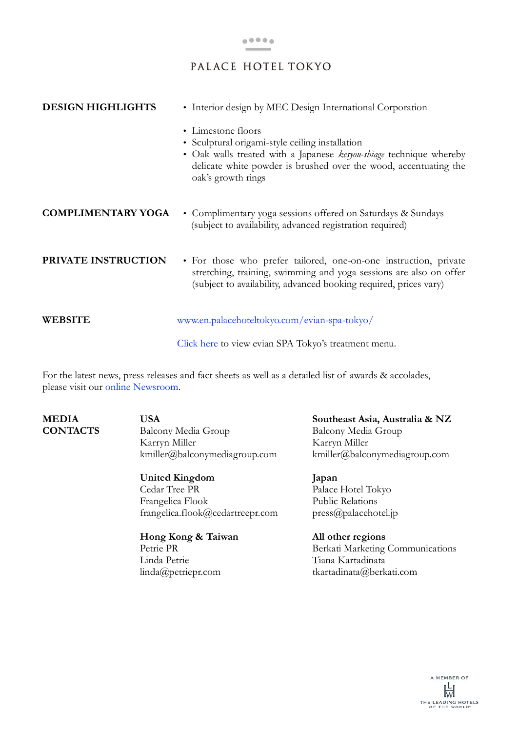PALACE HOTEL TOKYO

**DESIGN HIGHLIGHTS**

- Interior design by MEC Design International Corporation

- Limestone floors
- Sculptural origami-style ceiling installation
- Oak walls treated with a Japanese *kesyou-shiage* technique whereby delicate white powder is brushed over the wood, accentuating the oak's growth rings

**COMPLIMENTARY YOGA**

- Complimentary yoga sessions offered on Saturdays & Sundays (subject to availability, advanced registration required)

**PRIVATE INSTRUCTION**

- For those who prefer tailored, one-on-one instruction, private stretching, training, swimming and yoga sessions are also on offer (subject to availability, advanced booking required, prices vary)

**WEBSITE**

www.en.palacehoteltokyo.com/evian-spa-tokyo/

Click here to view evian SPA Tokyo's treatment menu.

For the latest news, press releases and fact sheets as well as a detailed list of awards & accolades, please visit our online Newsroom.

**MEDIA CONTACTS**

**USA**
Balcony Media Group
Karryn Miller
kmiller@balconymediagroup.com

**United Kingdom**
Cedar Tree PR
Frangelica Flook
frangelica.flook@cedartreepr.com

**Hong Kong & Taiwan**
Petrie PR
Linda Petrie
linda@petriepr.com

**Southeast Asia, Australia & NZ**
Balcony Media Group
Karryn Miller
kmiller@balconymediagroup.com

**Japan**
Palace Hotel Tokyo
Public Relations
press@palacehotel.jp

**All other regions**
Berkati Marketing Communications
Tiana Kartadinata
tkartadinata@berkati.com

A MEMBER OF THE LEADING HOTELS OF THE WORLD